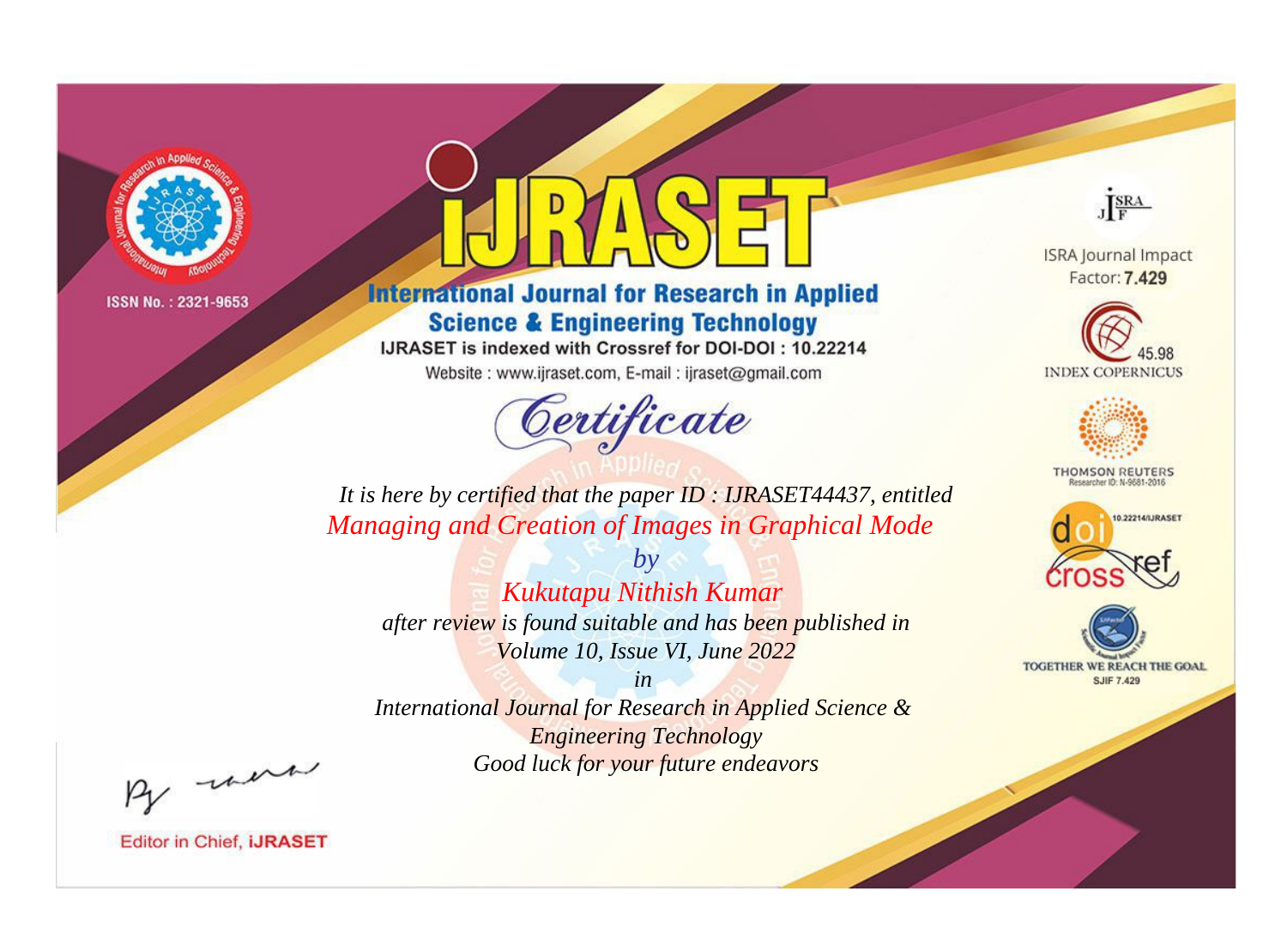ISSN No. : 2321-9653

# iJRASET

## International Journal for Research in Applied Science & Engineering Technology

IJRASET is indexed with Crossref for DOI-DOI : 10.22214

Website : www.ijraset.com, E-mail : ijraset@gmail.com

ISRA Journal Impact Factor: **7.429**

45.98 INDEX COPERNICUS

THOMSON REUTERS Researcher ID: N-9681-2016

10.22214/IJRASET

TOGETHER WE REACH THE GOAL SJIF 7.429

## *Certificate*

*It is here by certified that the paper ID : IJRASET44437, entitled*

*Managing and Creation of Images in Graphical Mode*

*by*

*Kukutapu Nithish Kumar*

*after review is found suitable and has been published in*

*Volume 10, Issue VI, June 2022*

*in*

*International Journal for Research in Applied Science & Engineering Technology*

*Good luck for your future endeavors*

Editor in Chief, **iJRASET**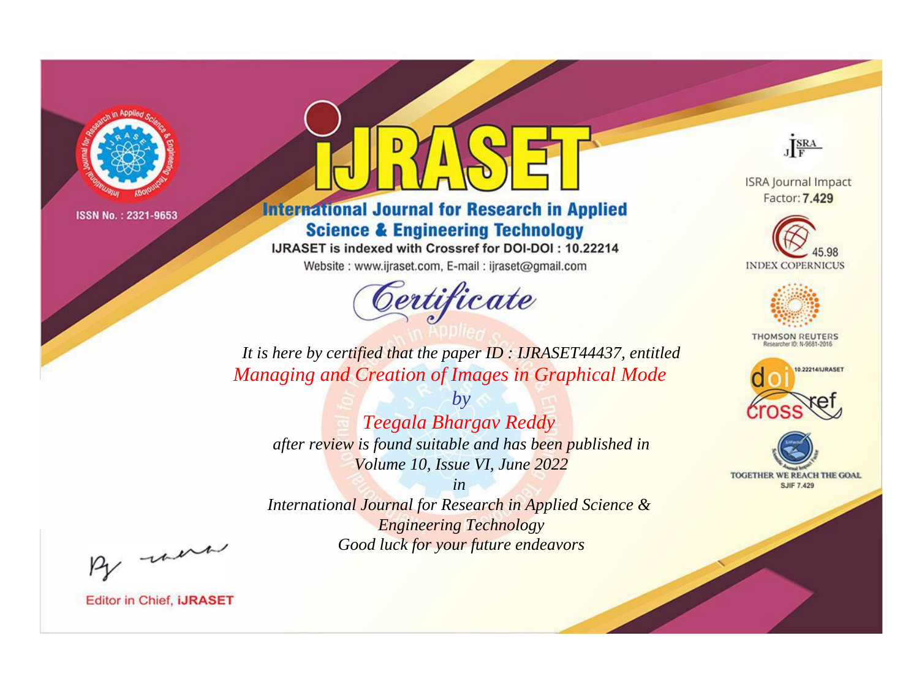ISSN No. : 2321-9653

# iJRASET

## International Journal for Research in Applied Science & Engineering Technology

IJRASET is indexed with Crossref for DOI-DOI : 10.22214

Website : www.ijraset.com, E-mail : ijraset@gmail.com

ISRA Journal Impact Factor: **7.429**

45.98 INDEX COPERNICUS

THOMSON REUTERS Researcher ID: N-9681-2016

10.22214/IJRASET

TOGETHER WE REACH THE GOAL SJIF 7.429

*Certificate*

*It is here by certified that the paper ID : IJRASET44437, entitled*

*Managing and Creation of Images in Graphical Mode*

*by*

*Teegala Bhargav Reddy*

*after review is found suitable and has been published in*

*Volume 10, Issue VI, June 2022*

*in*

*International Journal for Research in Applied Science & Engineering Technology*

*Good luck for your future endeavors*

Editor in Chief, **iJRASET**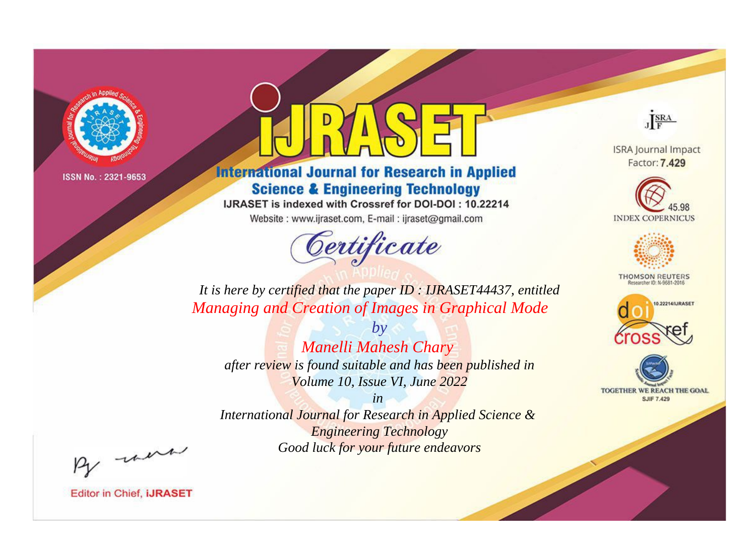ISSN No. : 2321-9653

# iJRASET

## International Journal for Research in Applied Science & Engineering Technology

IJRASET is indexed with Crossref for DOI-DOI : 10.22214

Website : www.ijraset.com, E-mail : ijraset@gmail.com

*Certificate*

*It is here by certified that the paper ID : IJRASET44437, entitled*

*Managing and Creation of Images in Graphical Mode*

*by*

*Manelli Mahesh Chary*

*after review is found suitable and has been published in*

*Volume 10, Issue VI, June 2022*

*in*

*International Journal for Research in Applied Science & Engineering Technology*

*Good luck for your future endeavors*

ISRA Journal Impact Factor: **7.429**

45.98 INDEX COPERNICUS

THOMSON REUTERS Researcher ID: N-9681-2016

10.22214/IJRASET

TOGETHER WE REACH THE GOAL SJIF 7.429

Editor in Chief, **iJRASET**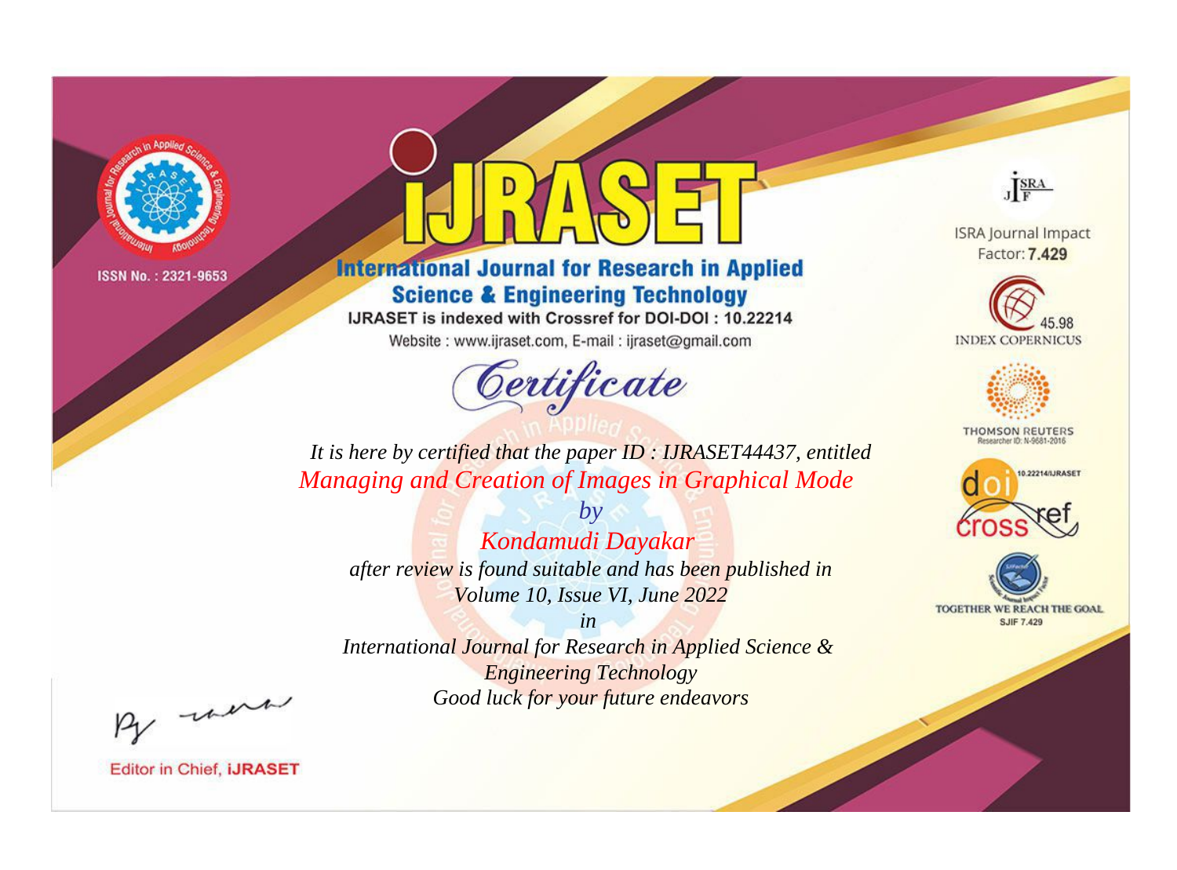ISSN No. : 2321-9653

# IJRASET

## International Journal for Research in Applied Science & Engineering Technology

IJRASET is indexed with Crossref for DOI-DOI : 10.22214

Website : www.ijraset.com, E-mail : ijraset@gmail.com

*Certificate*

*It is here by certified that the paper ID : IJRASET44437, entitled*

*Managing and Creation of Images in Graphical Mode*

*by*

*Kondamudi Dayakar*

*after review is found suitable and has been published in*

*Volume 10, Issue VI, June 2022*

*in*

*International Journal for Research in Applied Science & Engineering Technology*

*Good luck for your future endeavors*

ISRA Journal Impact Factor: **7.429**

45.98 INDEX COPERNICUS

THOMSON REUTERS Researcher ID: N-9681-2016

10.22214/IJRASET

TOGETHER WE REACH THE GOAL SJIF 7.429

Editor in Chief, **iJRASET**